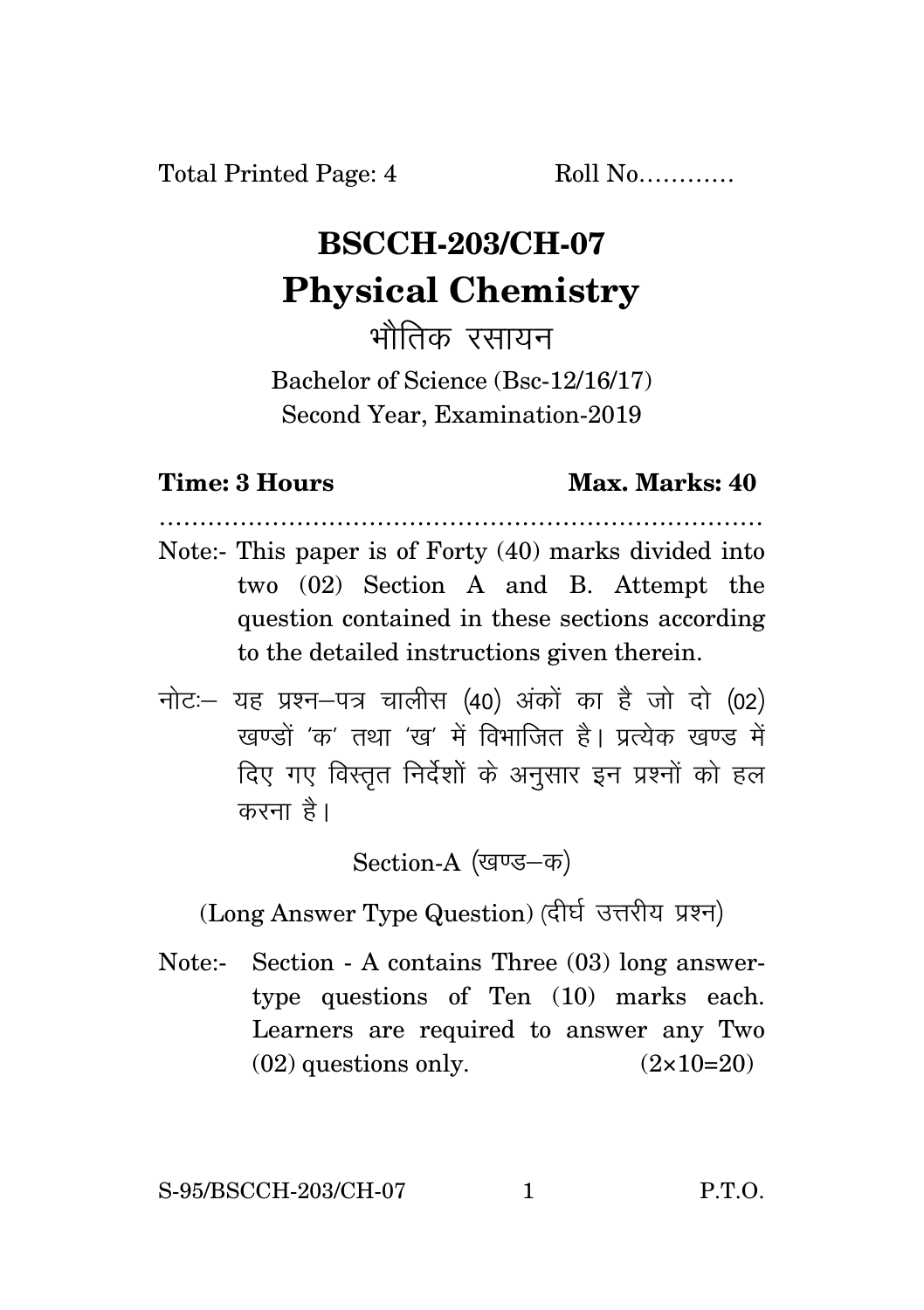Total Printed Page: 4 Roll No…………

# BSCCH-203/CH-07

# Physical Chemistry

## भौतिक रसायन

Bachelor of Science (Bsc-12/16/17)
Second Year, Examination-2019

**Time: 3 Hours** **Max. Marks: 40**

…………………………………………………………………

Note:- This paper is of Forty (40) marks divided into two (02) Section A and B. Attempt the question contained in these sections according to the detailed instructions given therein.

नोटः– यह प्रश्न–पत्र चालीस (40) अंकों का है जो दो (02) खण्डों 'क' तथा 'ख' में विभाजित है। प्रत्येक खण्ड में दिए गए विस्तृत निर्देशों के अनुसार इन प्रश्नों को हल करना है।

Section-A (खण्ड–क)

(Long Answer Type Question) (दीर्घ उत्तरीय प्रश्न)

Note:- Section - A contains Three (03) long answer-type questions of Ten (10) marks each. Learners are required to answer any Two (02) questions only. (2×10=20)

S-95/BSCCH-203/CH-07 P.T.O.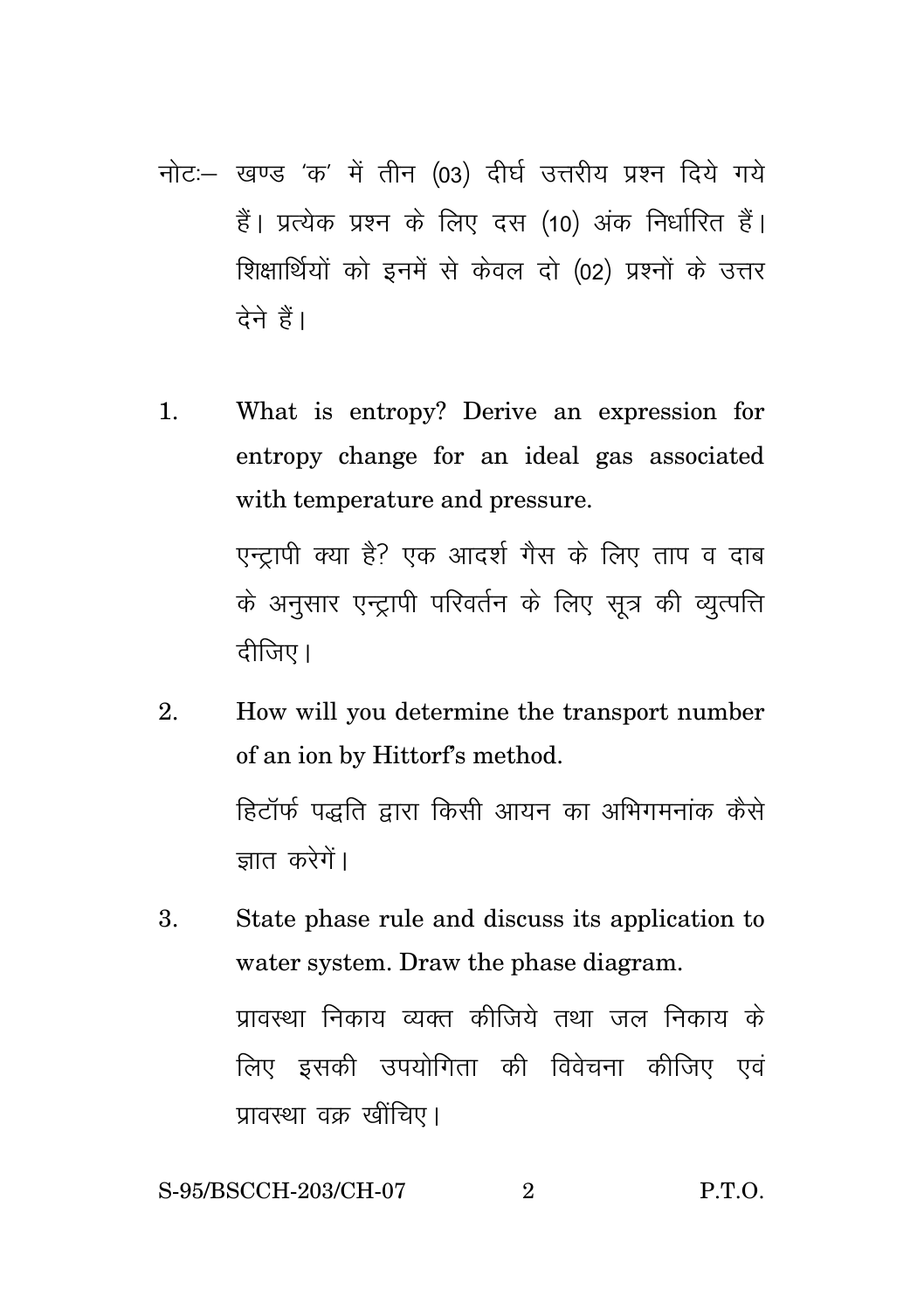नोटः– खण्ड 'क' में तीन (03) दीर्घ उत्तरीय प्रश्न दिये गये हैं। प्रत्येक प्रश्न के लिए दस (10) अंक निर्धारित हैं। शिक्षार्थियों को इनमें से केवल दो (02) प्रश्नों के उत्तर देने हैं।

1. What is entropy? Derive an expression for entropy change for an ideal gas associated with temperature and pressure.

   एन्ट्रापी क्या है? एक आदर्श गैस के लिए ताप व दाब के अनुसार एन्ट्रापी परिवर्तन के लिए सूत्र की व्युत्पत्ति दीजिए।

2. How will you determine the transport number of an ion by Hittorf's method.

   हिटॉर्फ पद्धति द्वारा किसी आयन का अभिगमनांक कैसे ज्ञात करेगें।

3. State phase rule and discuss its application to water system. Draw the phase diagram.

   प्रावस्था निकाय व्यक्त कीजिये तथा जल निकाय के लिए इसकी उपयोगिता की विवेचना कीजिए एवं प्रावस्था वक्र खींचिए।

S-95/BSCCH-203/CH-07 P.T.O.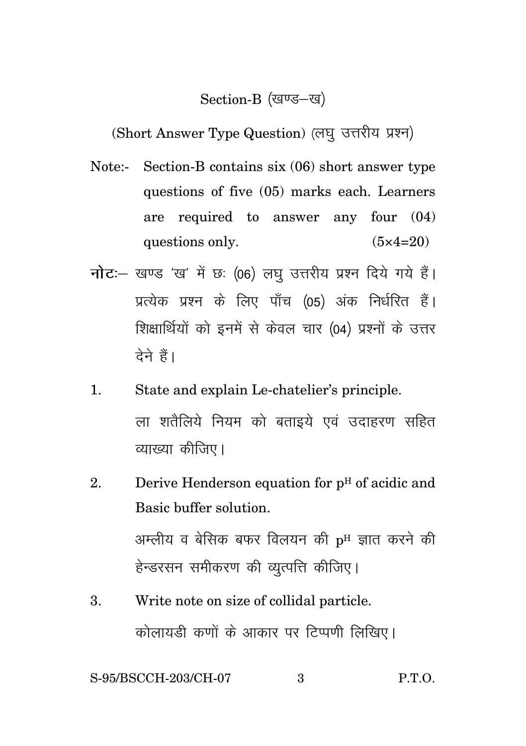## Section-B (खण्ड–ख)

(Short Answer Type Question) (लघु उत्तरीय प्रश्न)

Note:- Section-B contains six (06) short answer type questions of five (05) marks each. Learners are required to answer any four (04) questions only. (5×4=20)

**नोटः**– खण्ड 'ख' में छः (06) लघु उत्तरीय प्रश्न दिये गये हैं। प्रत्येक प्रश्न के लिए पाँच (05) अंक निर्धारित हैं। शिक्षार्थियों को इनमें से केवल चार (04) प्रश्नों के उत्तर देने हैं।

1. State and explain Le-chatelier's principle.

   ला शतैलिये नियम को बताइये एवं उदाहरण सहित व्याख्या कीजिए।

2. Derive Henderson equation for $p^H$ of acidic and Basic buffer solution.

   अम्लीय व बेसिक बफर विलयन की $p^H$ ज्ञात करने की हेन्डरसन समीकरण की व्युत्पत्ति कीजिए।

3. Write note on size of collidal particle.

   कोलायडी कणों के आकार पर टिप्पणी लिखिए।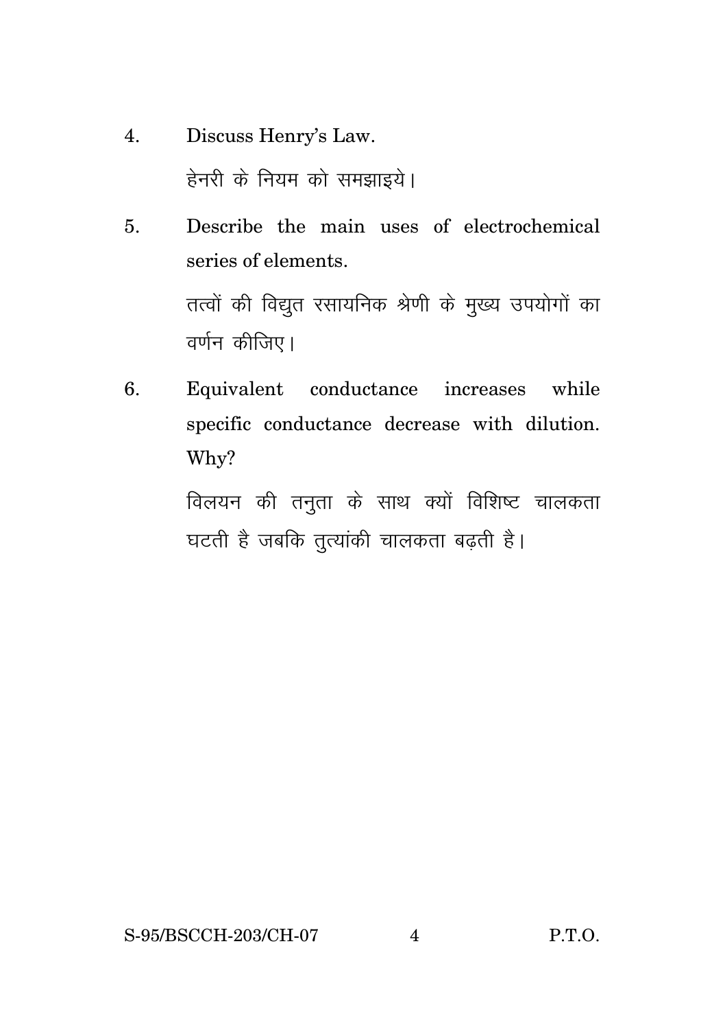4. Discuss Henry's Law.

   हेनरी के नियम को समझाइये।

5. Describe the main uses of electrochemical series of elements.

   तत्वों की विद्युत रसायनिक श्रेणी के मुख्य उपयोगों का वर्णन कीजिए।

6. Equivalent conductance increases while specific conductance decrease with dilution. Why?

   विलयन की तनुता के साथ क्यों विशिष्ट चालकता घटती है जबकि तुल्यांकी चालकता बढ़ती है।